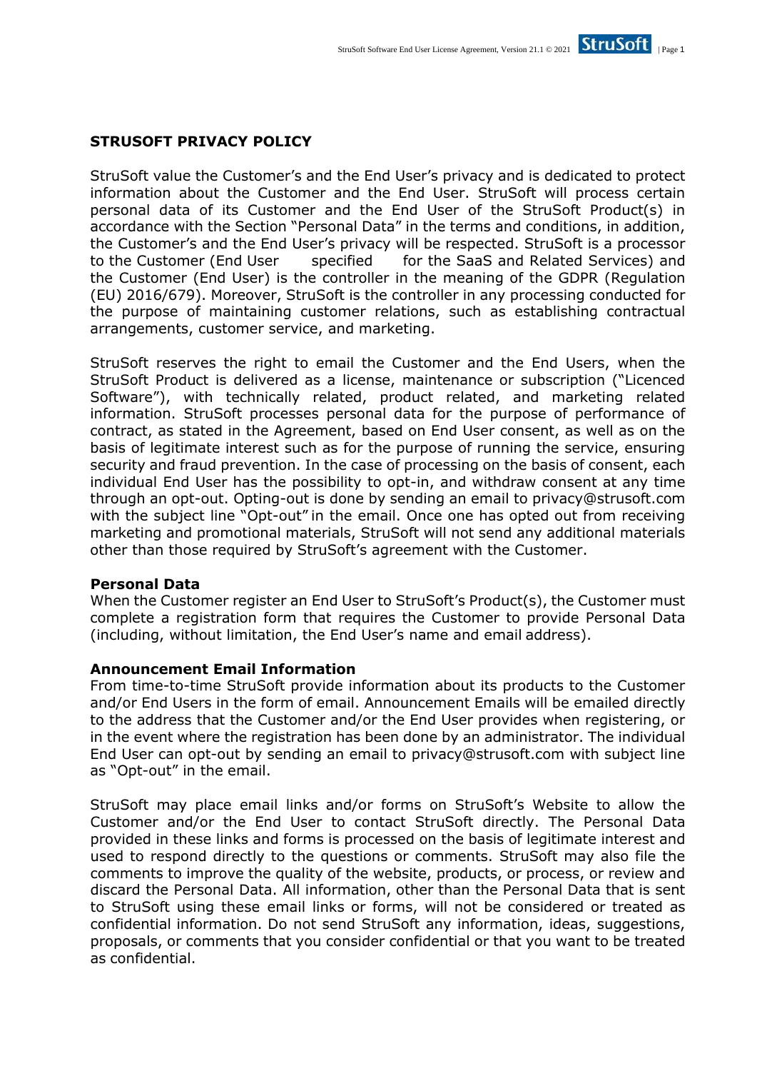# STRUSOFT PRIVACY POLICY

StruSoft value the Customer's and the End User's privacy and is dedicated to protect information about the Customer and the End User. StruSoft will process certain personal data of its Customer and the End User of the StruSoft Product(s) in accordance with the Section "Personal Data" in the terms and conditions, in addition, the Customer's and the End User's privacy will be respected. StruSoft is a processor to the Customer (End User specified for the SaaS and Related Services) and the Customer (End User) is the controller in the meaning of the GDPR (Regulation (EU) 2016/679). Moreover, StruSoft is the controller in any processing conducted for the purpose of maintaining customer relations, such as establishing contractual arrangements, customer service, and marketing.

StruSoft reserves the right to email the Customer and the End Users, when the StruSoft Product is delivered as a license, maintenance or subscription ("Licenced Software"), with technically related, product related, and marketing related information. StruSoft processes personal data for the purpose of performance of contract, as stated in the Agreement, based on End User consent, as well as on the basis of legitimate interest such as for the purpose of running the service, ensuring security and fraud prevention. In the case of processing on the basis of consent, each individual End User has the possibility to opt-in, and withdraw consent at any time through an opt-out. Opting-out is done by sending an email to privacy@strusoft.com with the subject line "Opt-out" in the email. Once one has opted out from receiving marketing and promotional materials, StruSoft will not send any additional materials other than those required by StruSoft's agreement with the Customer.

**Personal Data**

When the Customer register an End User to StruSoft's Product(s), the Customer must complete a registration form that requires the Customer to provide Personal Data (including, without limitation, the End User's name and email address).

**Announcement Email Information**

From time-to-time StruSoft provide information about its products to the Customer and/or End Users in the form of email. Announcement Emails will be emailed directly to the address that the Customer and/or the End User provides when registering, or in the event where the registration has been done by an administrator. The individual End User can opt-out by sending an email to privacy@strusoft.com with subject line as "Opt-out" in the email.

StruSoft may place email links and/or forms on StruSoft's Website to allow the Customer and/or the End User to contact StruSoft directly. The Personal Data provided in these links and forms is processed on the basis of legitimate interest and used to respond directly to the questions or comments. StruSoft may also file the comments to improve the quality of the website, products, or process, or review and discard the Personal Data. All information, other than the Personal Data that is sent to StruSoft using these email links or forms, will not be considered or treated as confidential information. Do not send StruSoft any information, ideas, suggestions, proposals, or comments that you consider confidential or that you want to be treated as confidential.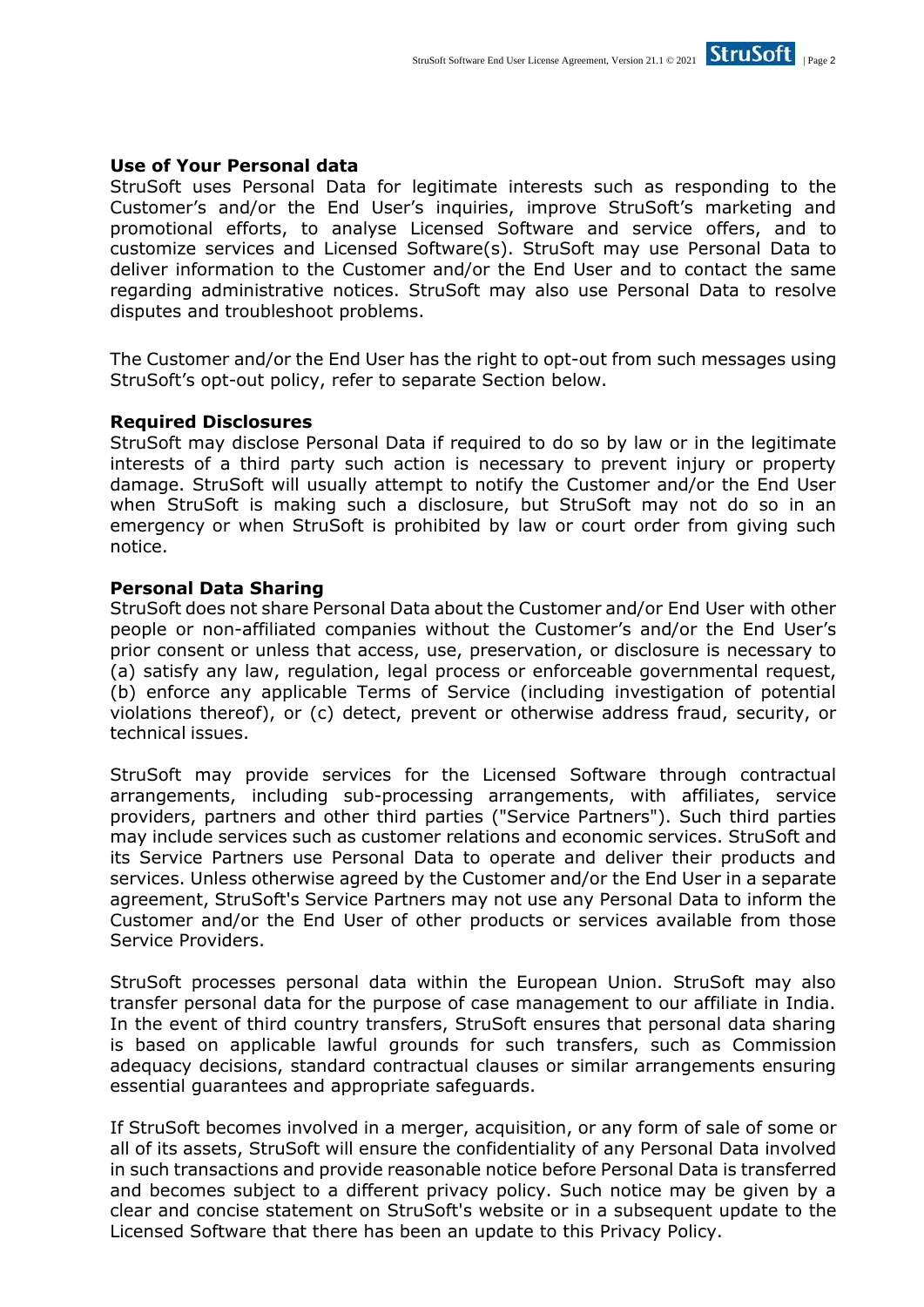**Use of Your Personal data**

StruSoft uses Personal Data for legitimate interests such as responding to the Customer’s and/or the End User’s inquiries, improve StruSoft’s marketing and promotional efforts, to analyse Licensed Software and service offers, and to customize services and Licensed Software(s). StruSoft may use Personal Data to deliver information to the Customer and/or the End User and to contact the same regarding administrative notices. StruSoft may also use Personal Data to resolve disputes and troubleshoot problems.

The Customer and/or the End User has the right to opt-out from such messages using StruSoft’s opt-out policy, refer to separate Section below.

**Required Disclosures**

StruSoft may disclose Personal Data if required to do so by law or in the legitimate interests of a third party such action is necessary to prevent injury or property damage. StruSoft will usually attempt to notify the Customer and/or the End User when StruSoft is making such a disclosure, but StruSoft may not do so in an emergency or when StruSoft is prohibited by law or court order from giving such notice.

**Personal Data Sharing**

StruSoft does not share Personal Data about the Customer and/or End User with other people or non-affiliated companies without the Customer’s and/or the End User’s prior consent or unless that access, use, preservation, or disclosure is necessary to (a) satisfy any law, regulation, legal process or enforceable governmental request, (b) enforce any applicable Terms of Service (including investigation of potential violations thereof), or (c) detect, prevent or otherwise address fraud, security, or technical issues.

StruSoft may provide services for the Licensed Software through contractual arrangements, including sub-processing arrangements, with affiliates, service providers, partners and other third parties ("Service Partners"). Such third parties may include services such as customer relations and economic services. StruSoft and its Service Partners use Personal Data to operate and deliver their products and services. Unless otherwise agreed by the Customer and/or the End User in a separate agreement, StruSoft's Service Partners may not use any Personal Data to inform the Customer and/or the End User of other products or services available from those Service Providers.

StruSoft processes personal data within the European Union. StruSoft may also transfer personal data for the purpose of case management to our affiliate in India. In the event of third country transfers, StruSoft ensures that personal data sharing is based on applicable lawful grounds for such transfers, such as Commission adequacy decisions, standard contractual clauses or similar arrangements ensuring essential guarantees and appropriate safeguards.

If StruSoft becomes involved in a merger, acquisition, or any form of sale of some or all of its assets, StruSoft will ensure the confidentiality of any Personal Data involved in such transactions and provide reasonable notice before Personal Data is transferred and becomes subject to a different privacy policy. Such notice may be given by a clear and concise statement on StruSoft's website or in a subsequent update to the Licensed Software that there has been an update to this Privacy Policy.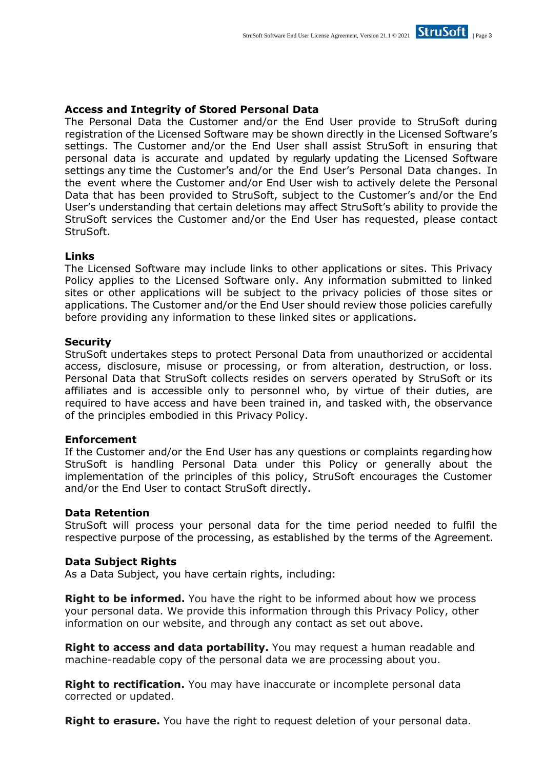**Access and Integrity of Stored Personal Data**

The Personal Data the Customer and/or the End User provide to StruSoft during registration of the Licensed Software may be shown directly in the Licensed Software's settings. The Customer and/or the End User shall assist StruSoft in ensuring that personal data is accurate and updated by regularly updating the Licensed Software settings any time the Customer's and/or the End User's Personal Data changes. In the event where the Customer and/or End User wish to actively delete the Personal Data that has been provided to StruSoft, subject to the Customer's and/or the End User's understanding that certain deletions may affect StruSoft's ability to provide the StruSoft services the Customer and/or the End User has requested, please contact StruSoft.

**Links**

The Licensed Software may include links to other applications or sites. This Privacy Policy applies to the Licensed Software only. Any information submitted to linked sites or other applications will be subject to the privacy policies of those sites or applications. The Customer and/or the End User should review those policies carefully before providing any information to these linked sites or applications.

**Security**

StruSoft undertakes steps to protect Personal Data from unauthorized or accidental access, disclosure, misuse or processing, or from alteration, destruction, or loss. Personal Data that StruSoft collects resides on servers operated by StruSoft or its affiliates and is accessible only to personnel who, by virtue of their duties, are required to have access and have been trained in, and tasked with, the observance of the principles embodied in this Privacy Policy.

**Enforcement**

If the Customer and/or the End User has any questions or complaints regarding how StruSoft is handling Personal Data under this Policy or generally about the implementation of the principles of this policy, StruSoft encourages the Customer and/or the End User to contact StruSoft directly.

**Data Retention**

StruSoft will process your personal data for the time period needed to fulfil the respective purpose of the processing, as established by the terms of the Agreement.

**Data Subject Rights**

As a Data Subject, you have certain rights, including:

**Right to be informed.** You have the right to be informed about how we process your personal data. We provide this information through this Privacy Policy, other information on our website, and through any contact as set out above.

**Right to access and data portability.** You may request a human readable and machine-readable copy of the personal data we are processing about you.

**Right to rectification.** You may have inaccurate or incomplete personal data corrected or updated.

**Right to erasure.** You have the right to request deletion of your personal data.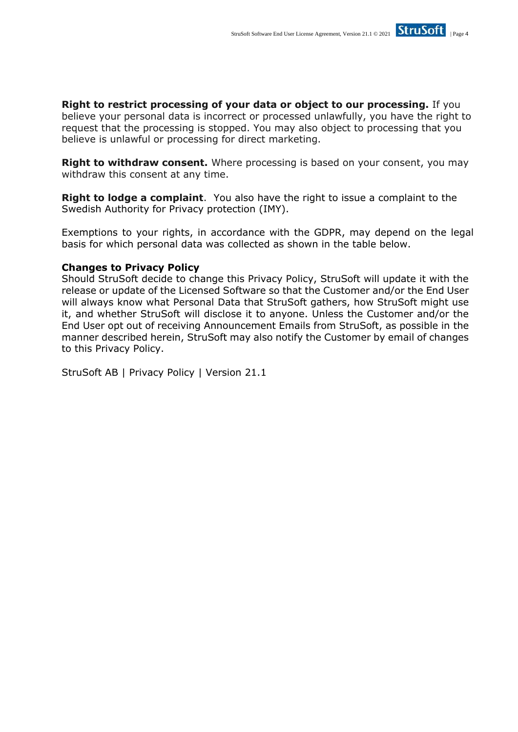**Right to restrict processing of your data or object to our processing.** If you believe your personal data is incorrect or processed unlawfully, you have the right to request that the processing is stopped. You may also object to processing that you believe is unlawful or processing for direct marketing.

**Right to withdraw consent.** Where processing is based on your consent, you may withdraw this consent at any time.

**Right to lodge a complaint**. You also have the right to issue a complaint to the Swedish Authority for Privacy protection (IMY).

Exemptions to your rights, in accordance with the GDPR, may depend on the legal basis for which personal data was collected as shown in the table below.

**Changes to Privacy Policy**

Should StruSoft decide to change this Privacy Policy, StruSoft will update it with the release or update of the Licensed Software so that the Customer and/or the End User will always know what Personal Data that StruSoft gathers, how StruSoft might use it, and whether StruSoft will disclose it to anyone. Unless the Customer and/or the End User opt out of receiving Announcement Emails from StruSoft, as possible in the manner described herein, StruSoft may also notify the Customer by email of changes to this Privacy Policy.

StruSoft AB | Privacy Policy | Version 21.1